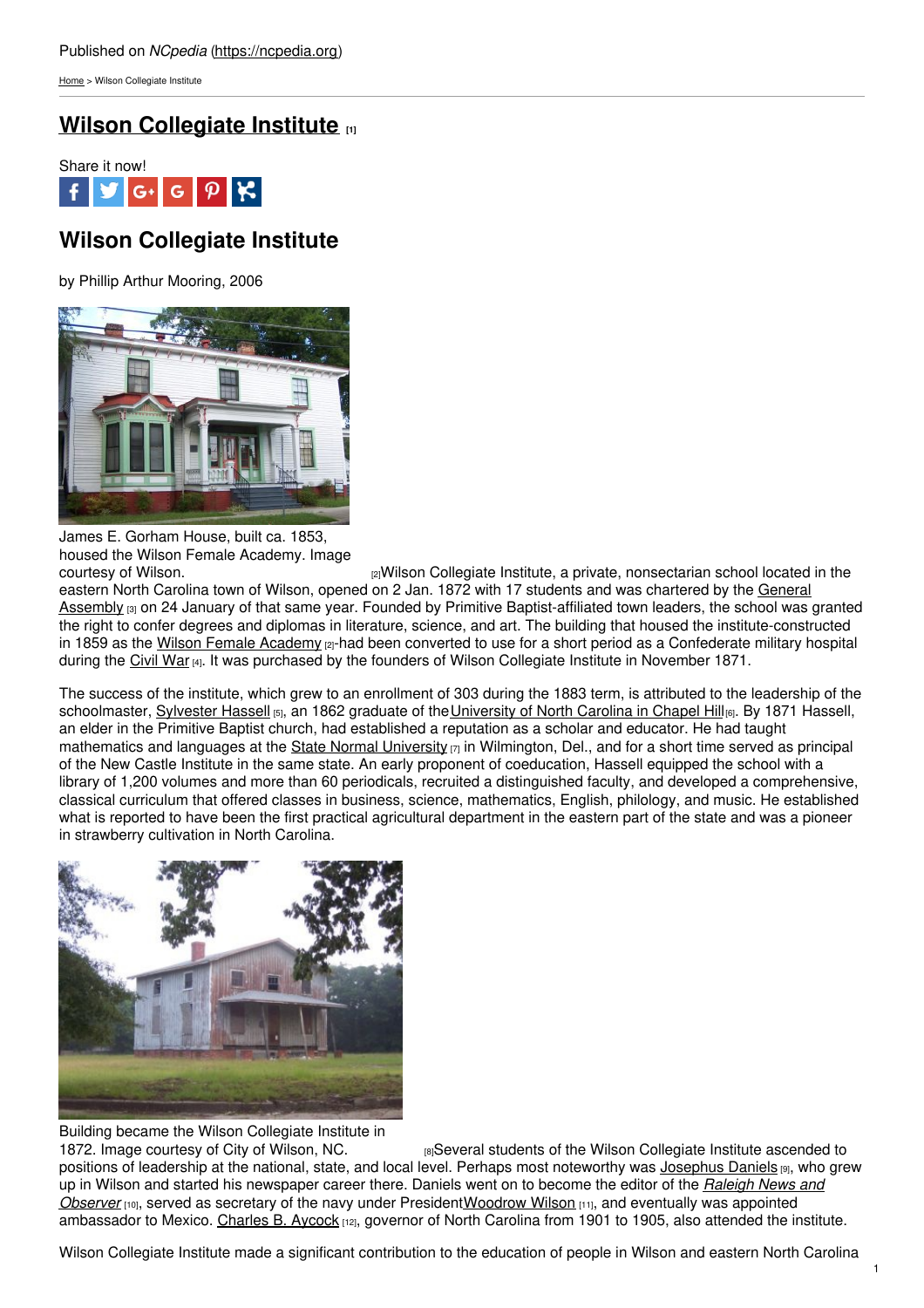Published on *NCpedia* (https://ncpedia.org)

Home > Wilson Collegiate Institute

# Wilson Collegiate Institute [1]

Share it now!

## Wilson Collegiate Institute

by Phillip Arthur Mooring, 2006

James E. Gorham House, built ca. 1853, housed the Wilson Female Academy. Image courtesy of Wilson. [2]

Wilson Collegiate Institute, a private, nonsectarian school located in the eastern North Carolina town of Wilson, opened on 2 Jan. 1872 with 17 students and was chartered by the General Assembly [3] on 24 January of that same year. Founded by Primitive Baptist-affiliated town leaders, the school was granted the right to confer degrees and diplomas in literature, science, and art. The building that housed the institute-constructed in 1859 as the Wilson Female Academy [2]-had been converted to use for a short period as a Confederate military hospital during the Civil War [4]. It was purchased by the founders of Wilson Collegiate Institute in November 1871.

The success of the institute, which grew to an enrollment of 303 during the 1883 term, is attributed to the leadership of the schoolmaster, Sylvester Hassell [5], an 1862 graduate of the University of North Carolina in Chapel Hill [6]. By 1871 Hassell, an elder in the Primitive Baptist church, had established a reputation as a scholar and educator. He had taught mathematics and languages at the State Normal University [7] in Wilmington, Del., and for a short time served as principal of the New Castle Institute in the same state. An early proponent of coeducation, Hassell equipped the school with a library of 1,200 volumes and more than 60 periodicals, recruited a distinguished faculty, and developed a comprehensive, classical curriculum that offered classes in business, science, mathematics, English, philology, and music. He established what is reported to have been the first practical agricultural department in the eastern part of the state and was a pioneer in strawberry cultivation in North Carolina.

Building became the Wilson Collegiate Institute in 1872. Image courtesy of City of Wilson, NC. [8]

Several students of the Wilson Collegiate Institute ascended to positions of leadership at the national, state, and local level. Perhaps most noteworthy was Josephus Daniels [9], who grew up in Wilson and started his newspaper career there. Daniels went on to become the editor of the *Raleigh News and Observer* [10], served as secretary of the navy under President Woodrow Wilson [11], and eventually was appointed ambassador to Mexico. Charles B. Aycock [12], governor of North Carolina from 1901 to 1905, also attended the institute.

Wilson Collegiate Institute made a significant contribution to the education of people in Wilson and eastern North Carolina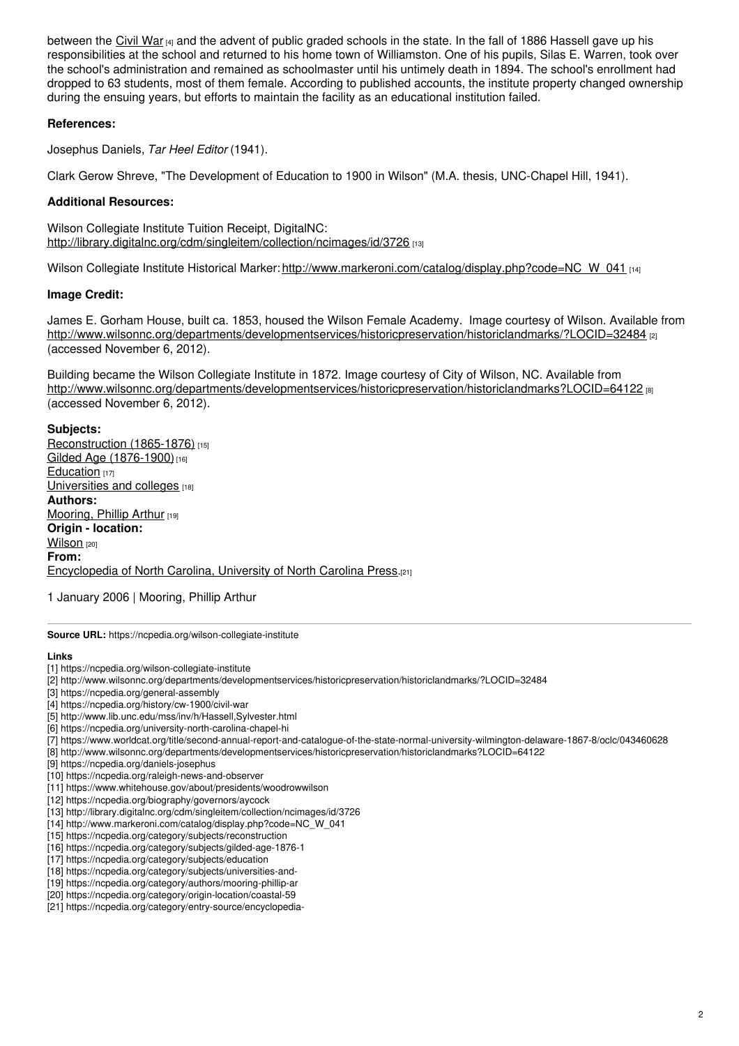between the Civil War [4] and the advent of public graded schools in the state. In the fall of 1886 Hassell gave up his responsibilities at the school and returned to his home town of Williamston. One of his pupils, Silas E. Warren, took over the school's administration and remained as schoolmaster until his untimely death in 1894. The school's enrollment had dropped to 63 students, most of them female. According to published accounts, the institute property changed ownership during the ensuing years, but efforts to maintain the facility as an educational institution failed.

### References:

Josephus Daniels, *Tar Heel Editor* (1941).

Clark Gerow Shreve, "The Development of Education to 1900 in Wilson" (M.A. thesis, UNC-Chapel Hill, 1941).

### Additional Resources:

Wilson Collegiate Institute Tuition Receipt, DigitalNC: http://library.digitalnc.org/cdm/singleitem/collection/ncimages/id/3726 [13]

Wilson Collegiate Institute Historical Marker: http://www.markeroni.com/catalog/display.php?code=NC_W_041 [14]

### Image Credit:

James E. Gorham House, built ca. 1853, housed the Wilson Female Academy. Image courtesy of Wilson. Available from http://www.wilsonnc.org/departments/developmentservices/historicpreservation/historiclandmarks/?LOCID=32484 [2] (accessed November 6, 2012).

Building became the Wilson Collegiate Institute in 1872. Image courtesy of City of Wilson, NC. Available from http://www.wilsonnc.org/departments/developmentservices/historicpreservation/historiclandmarks?LOCID=64122 [8] (accessed November 6, 2012).

**Subjects:**
Reconstruction (1865-1876) [15]
Gilded Age (1876-1900) [16]
Education [17]
Universities and colleges [18]
**Authors:**
Mooring, Phillip Arthur [19]
**Origin - location:**
Wilson [20]
**From:**
Encyclopedia of North Carolina, University of North Carolina Press.[21]

1 January 2006 | Mooring, Phillip Arthur

**Source URL:** https://ncpedia.org/wilson-collegiate-institute

**Links**
[1] https://ncpedia.org/wilson-collegiate-institute
[2] http://www.wilsonnc.org/departments/developmentservices/historicpreservation/historiclandmarks/?LOCID=32484
[3] https://ncpedia.org/general-assembly
[4] https://ncpedia.org/history/cw-1900/civil-war
[5] http://www.lib.unc.edu/mss/inv/h/Hassell,Sylvester.html
[6] https://ncpedia.org/university-north-carolina-chapel-hi
[7] https://www.worldcat.org/title/second-annual-report-and-catalogue-of-the-state-normal-university-wilmington-delaware-1867-8/oclc/043460628
[8] http://www.wilsonnc.org/departments/developmentservices/historicpreservation/historiclandmarks?LOCID=64122
[9] https://ncpedia.org/daniels-josephus
[10] https://ncpedia.org/raleigh-news-and-observer
[11] https://www.whitehouse.gov/about/presidents/woodrowwilson
[12] https://ncpedia.org/biography/governors/aycock
[13] http://library.digitalnc.org/cdm/singleitem/collection/ncimages/id/3726
[14] http://www.markeroni.com/catalog/display.php?code=NC_W_041
[15] https://ncpedia.org/category/subjects/reconstruction
[16] https://ncpedia.org/category/subjects/gilded-age-1876-1
[17] https://ncpedia.org/category/subjects/education
[18] https://ncpedia.org/category/subjects/universities-and-
[19] https://ncpedia.org/category/authors/mooring-phillip-ar
[20] https://ncpedia.org/category/origin-location/coastal-59
[21] https://ncpedia.org/category/entry-source/encyclopedia-